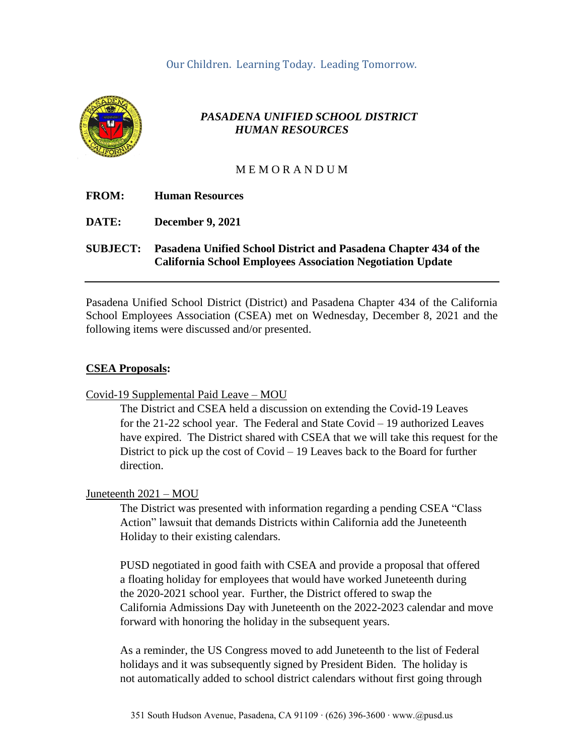Our Children. Learning Today. Leading Tomorrow.

# *PASADENA UNIFIED SCHOOL DISTRICT*
## *HUMAN RESOURCES*

M E M O R A N D U M

**FROM:** **Human Resources**

**DATE:** **December 9, 2021**

**SUBJECT:** **Pasadena Unified School District and Pasadena Chapter 434 of the California School Employees Association Negotiation Update**

---

Pasadena Unified School District (District) and Pasadena Chapter 434 of the California School Employees Association (CSEA) met on Wednesday, December 8, 2021 and the following items were discussed and/or presented.

### **CSEA Proposals:**

Covid-19 Supplemental Paid Leave – MOU

The District and CSEA held a discussion on extending the Covid-19 Leaves for the 21-22 school year. The Federal and State Covid – 19 authorized Leaves have expired. The District shared with CSEA that we will take this request for the District to pick up the cost of Covid – 19 Leaves back to the Board for further direction.

Juneteenth 2021 – MOU

The District was presented with information regarding a pending CSEA "Class Action" lawsuit that demands Districts within California add the Juneteenth Holiday to their existing calendars.

PUSD negotiated in good faith with CSEA and provide a proposal that offered a floating holiday for employees that would have worked Juneteenth during the 2020-2021 school year. Further, the District offered to swap the California Admissions Day with Juneteenth on the 2022-2023 calendar and move forward with honoring the holiday in the subsequent years.

As a reminder, the US Congress moved to add Juneteenth to the list of Federal holidays and it was subsequently signed by President Biden. The holiday is not automatically added to school district calendars without first going through

351 South Hudson Avenue, Pasadena, CA 91109 · (626) 396-3600 · www.@pusd.us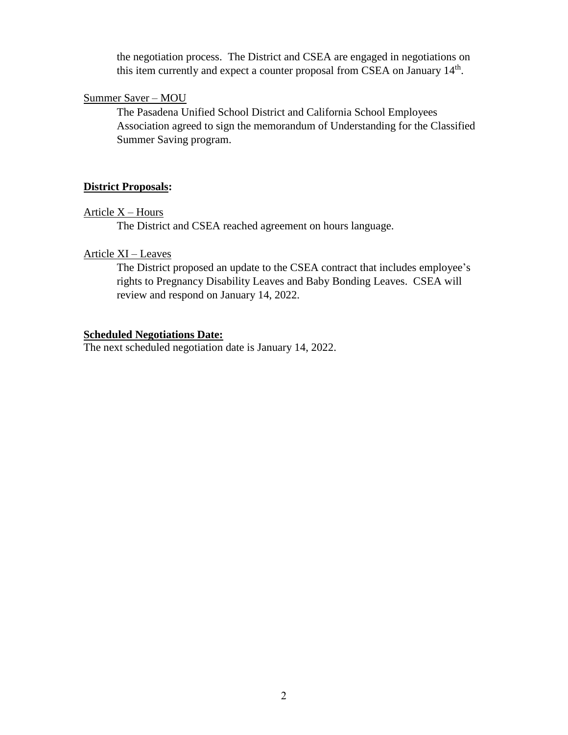the negotiation process. The District and CSEA are engaged in negotiations on this item currently and expect a counter proposal from CSEA on January 14th.

Summer Saver – MOU

The Pasadena Unified School District and California School Employees Association agreed to sign the memorandum of Understanding for the Classified Summer Saving program.

**District Proposals:**

Article X – Hours

The District and CSEA reached agreement on hours language.

Article XI – Leaves

The District proposed an update to the CSEA contract that includes employee's rights to Pregnancy Disability Leaves and Baby Bonding Leaves. CSEA will review and respond on January 14, 2022.

**Scheduled Negotiations Date:**

The next scheduled negotiation date is January 14, 2022.